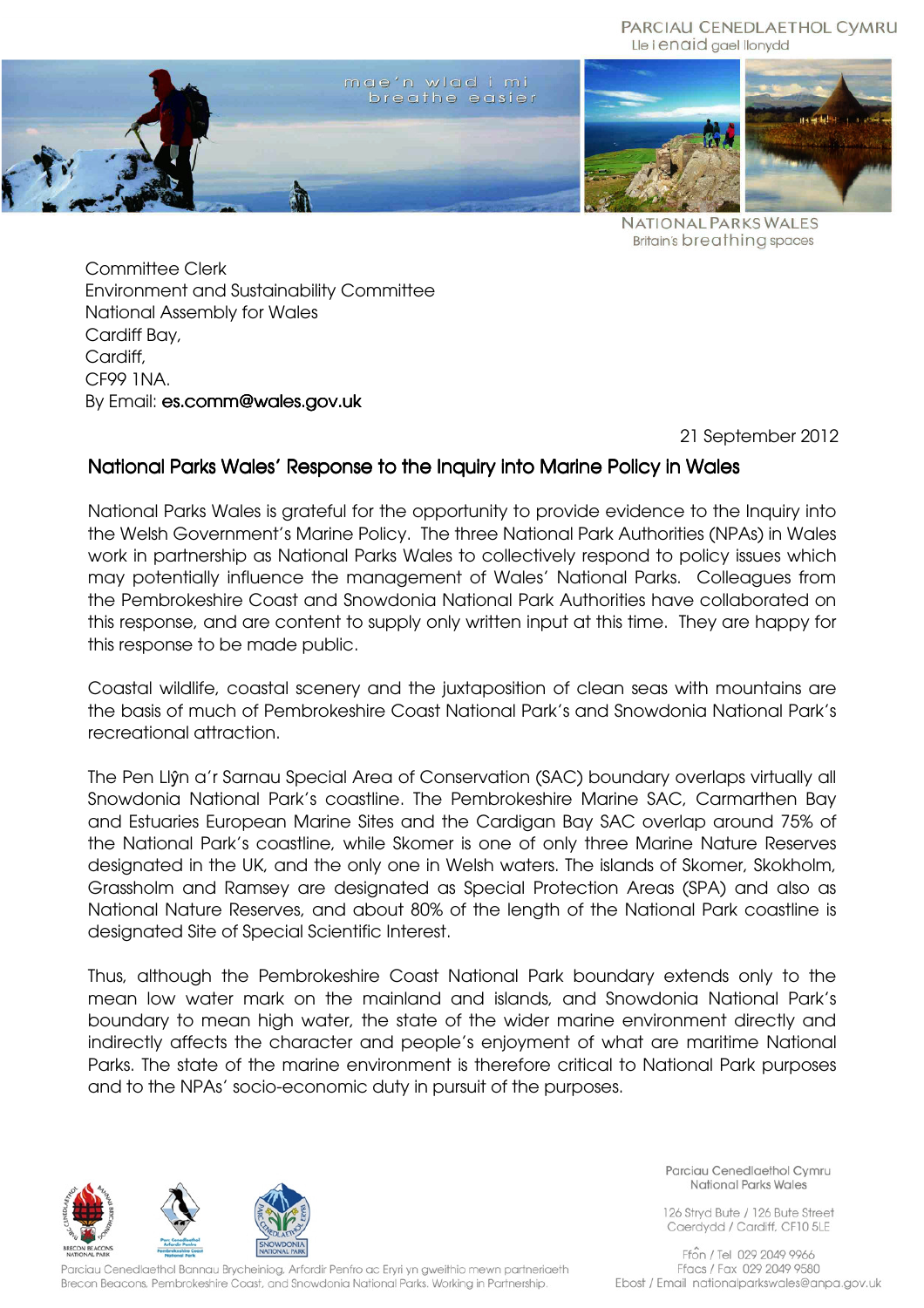PARCIAU CENEDLAETHOL CYMRU
Lle i enaid gael llonydd

mae'n wlad i mi
breathe easier

NATIONAL PARKS WALES
Britain's breathing spaces

Committee Clerk
Environment and Sustainability Committee
National Assembly for Wales
Cardiff Bay,
Cardiff,
CF99 1NA.
By Email: es.comm@wales.gov.uk

21 September 2012

## National Parks Wales' Response to the Inquiry into Marine Policy in Wales

National Parks Wales is grateful for the opportunity to provide evidence to the Inquiry into the Welsh Government's Marine Policy. The three National Park Authorities (NPAs) in Wales work in partnership as National Parks Wales to collectively respond to policy issues which may potentially influence the management of Wales' National Parks. Colleagues from the Pembrokeshire Coast and Snowdonia National Park Authorities have collaborated on this response, and are content to supply only written input at this time. They are happy for this response to be made public.

Coastal wildlife, coastal scenery and the juxtaposition of clean seas with mountains are the basis of much of Pembrokeshire Coast National Park's and Snowdonia National Park's recreational attraction.

The Pen Llŷn a'r Sarnau Special Area of Conservation (SAC) boundary overlaps virtually all Snowdonia National Park's coastline. The Pembrokeshire Marine SAC, Carmarthen Bay and Estuaries European Marine Sites and the Cardigan Bay SAC overlap around 75% of the National Park's coastline, while Skomer is one of only three Marine Nature Reserves designated in the UK, and the only one in Welsh waters. The islands of Skomer, Skokholm, Grassholm and Ramsey are designated as Special Protection Areas (SPA) and also as National Nature Reserves, and about 80% of the length of the National Park coastline is designated Site of Special Scientific Interest.

Thus, although the Pembrokeshire Coast National Park boundary extends only to the mean low water mark on the mainland and islands, and Snowdonia National Park's boundary to mean high water, the state of the wider marine environment directly and indirectly affects the character and people's enjoyment of what are maritime National Parks. The state of the marine environment is therefore critical to National Park purposes and to the NPAs' socio-economic duty in pursuit of the purposes.

Parciau Cenedlaethol Bannau Brycheiniog, Arfordir Penfro ac Eryri yn gweithio mewn partneriaeth
Brecon Beacons, Pembrokeshire Coast, and Snowdonia National Parks. Working in Partnership.

Parciau Cenedlaethol Cymru
National Parks Wales

126 Stryd Bute / 126 Bute Street
Caerdydd / Cardiff, CF10 5LE

Ffôn / Tel 029 2049 9966
Ffacs / Fax 029 2049 9580
Ebost / Email nationalparkswales@anpa.gov.uk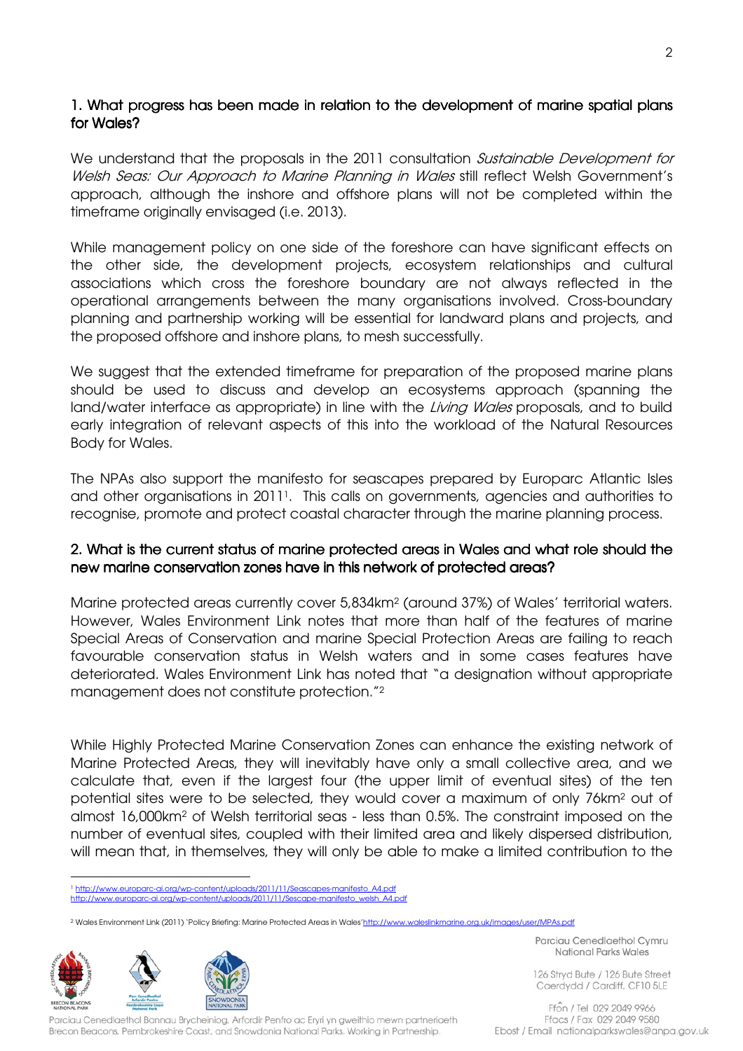## 1. What progress has been made in relation to the development of marine spatial plans for Wales?

We understand that the proposals in the 2011 consultation *Sustainable Development for Welsh Seas: Our Approach to Marine Planning in Wales* still reflect Welsh Government's approach, although the inshore and offshore plans will not be completed within the timeframe originally envisaged (i.e. 2013).

While management policy on one side of the foreshore can have significant effects on the other side, the development projects, ecosystem relationships and cultural associations which cross the foreshore boundary are not always reflected in the operational arrangements between the many organisations involved. Cross-boundary planning and partnership working will be essential for landward plans and projects, and the proposed offshore and inshore plans, to mesh successfully.

We suggest that the extended timeframe for preparation of the proposed marine plans should be used to discuss and develop an ecosystems approach (spanning the land/water interface as appropriate) in line with the *Living Wales* proposals, and to build early integration of relevant aspects of this into the workload of the Natural Resources Body for Wales.

The NPAs also support the manifesto for seascapes prepared by Europarc Atlantic Isles and other organisations in 2011[1]. This calls on governments, agencies and authorities to recognise, promote and protect coastal character through the marine planning process.

## 2. What is the current status of marine protected areas in Wales and what role should the new marine conservation zones have in this network of protected areas?

Marine protected areas currently cover 5,834km$^2$ (around 37%) of Wales' territorial waters. However, Wales Environment Link notes that more than half of the features of marine Special Areas of Conservation and marine Special Protection Areas are failing to reach favourable conservation status in Welsh waters and in some cases features have deteriorated. Wales Environment Link has noted that "a designation without appropriate management does not constitute protection."[2]

While Highly Protected Marine Conservation Zones can enhance the existing network of Marine Protected Areas, they will inevitably have only a small collective area, and we calculate that, even if the largest four (the upper limit of eventual sites) of the ten potential sites were to be selected, they would cover a maximum of only 76km$^2$ out of almost 16,000km$^2$ of Welsh territorial seas - less than 0.5%. The constraint imposed on the number of eventual sites, coupled with their limited area and likely dispersed distribution, will mean that, in themselves, they will only be able to make a limited contribution to the

[1] http://www.europarc-ai.org/wp-content/uploads/2011/11/Seascapes-manifesto_A4.pdf
http://www.europarc-ai.org/wp-content/uploads/2011/11/Sescape-manifesto_welsh_A4.pdf

[2] Wales Environment Link (2011) 'Policy Briefing: Marine Protected Areas in Wales' http://www.waleslinkmarine.org.uk/images/user/MPAs.pdf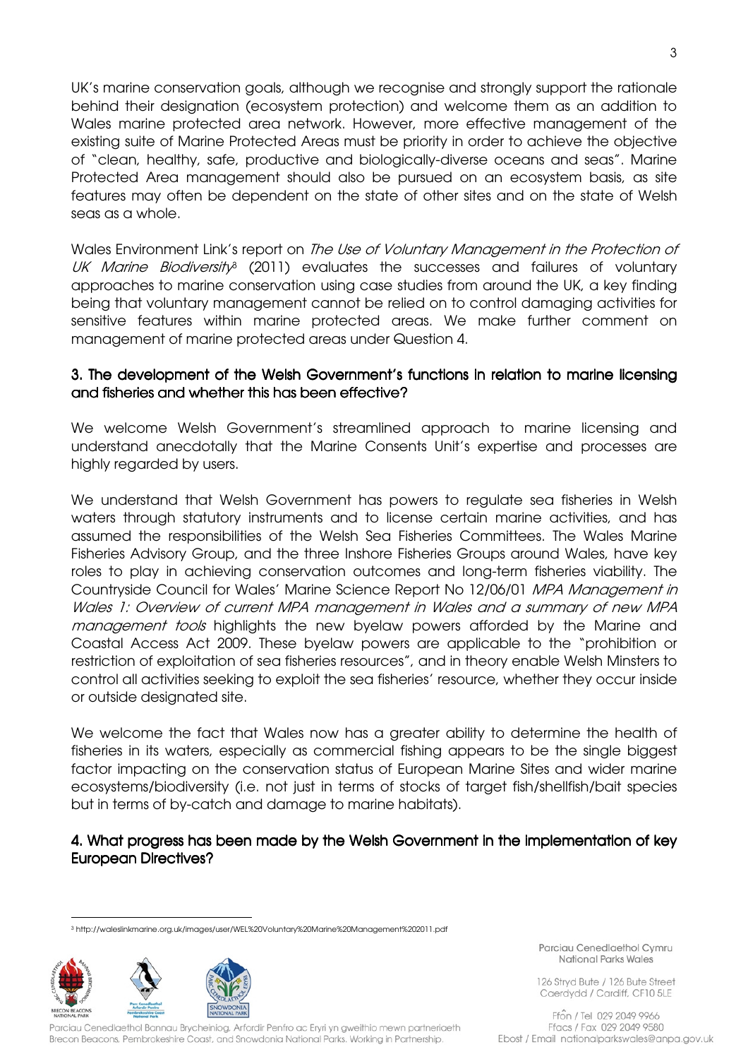UK's marine conservation goals, although we recognise and strongly support the rationale behind their designation (ecosystem protection) and welcome them as an addition to Wales marine protected area network. However, more effective management of the existing suite of Marine Protected Areas must be priority in order to achieve the objective of "clean, healthy, safe, productive and biologically-diverse oceans and seas". Marine Protected Area management should also be pursued on an ecosystem basis, as site features may often be dependent on the state of other sites and on the state of Welsh seas as a whole.

Wales Environment Link's report on *The Use of Voluntary Management in the Protection of UK Marine Biodiversity*[3] (2011) evaluates the successes and failures of voluntary approaches to marine conservation using case studies from around the UK, a key finding being that voluntary management cannot be relied on to control damaging activities for sensitive features within marine protected areas. We make further comment on management of marine protected areas under Question 4.

### 3. The development of the Welsh Government's functions in relation to marine licensing and fisheries and whether this has been effective?

We welcome Welsh Government's streamlined approach to marine licensing and understand anecdotally that the Marine Consents Unit's expertise and processes are highly regarded by users.

We understand that Welsh Government has powers to regulate sea fisheries in Welsh waters through statutory instruments and to license certain marine activities, and has assumed the responsibilities of the Welsh Sea Fisheries Committees. The Wales Marine Fisheries Advisory Group, and the three Inshore Fisheries Groups around Wales, have key roles to play in achieving conservation outcomes and long-term fisheries viability. The Countryside Council for Wales' Marine Science Report No 12/06/01 *MPA Management in Wales 1: Overview of current MPA management in Wales and a summary of new MPA management tools* highlights the new byelaw powers afforded by the Marine and Coastal Access Act 2009. These byelaw powers are applicable to the "prohibition or restriction of exploitation of sea fisheries resources", and in theory enable Welsh Minsters to control all activities seeking to exploit the sea fisheries' resource, whether they occur inside or outside designated site.

We welcome the fact that Wales now has a greater ability to determine the health of fisheries in its waters, especially as commercial fishing appears to be the single biggest factor impacting on the conservation status of European Marine Sites and wider marine ecosystems/biodiversity (i.e. not just in terms of stocks of target fish/shellfish/bait species but in terms of by-catch and damage to marine habitats).

### 4. What progress has been made by the Welsh Government in the implementation of key European Directives?

[3] http://waleslinkmarine.org.uk/images/user/WEL%20Voluntary%20Marine%20Management%202011.pdf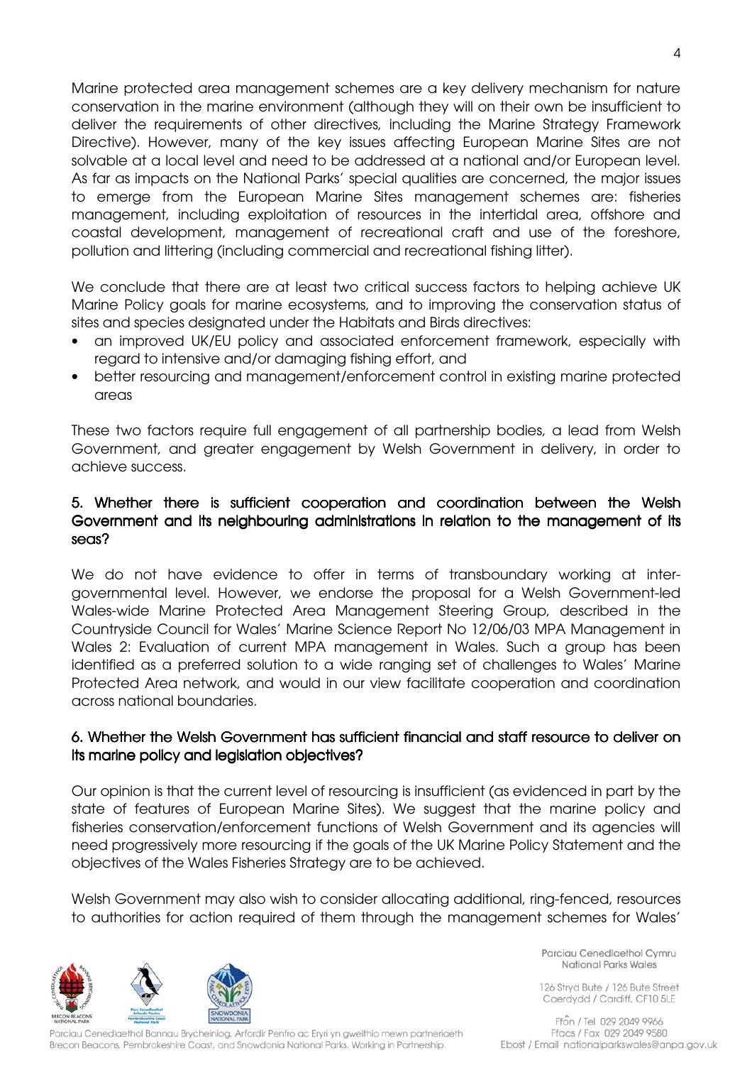Marine protected area management schemes are a key delivery mechanism for nature conservation in the marine environment (although they will on their own be insufficient to deliver the requirements of other directives, including the Marine Strategy Framework Directive). However, many of the key issues affecting European Marine Sites are not solvable at a local level and need to be addressed at a national and/or European level. As far as impacts on the National Parks' special qualities are concerned, the major issues to emerge from the European Marine Sites management schemes are: fisheries management, including exploitation of resources in the intertidal area, offshore and coastal development, management of recreational craft and use of the foreshore, pollution and littering (including commercial and recreational fishing litter).

We conclude that there are at least two critical success factors to helping achieve UK Marine Policy goals for marine ecosystems, and to improving the conservation status of sites and species designated under the Habitats and Birds directives:

- an improved UK/EU policy and associated enforcement framework, especially with regard to intensive and/or damaging fishing effort, and
- better resourcing and management/enforcement control in existing marine protected areas

These two factors require full engagement of all partnership bodies, a lead from Welsh Government, and greater engagement by Welsh Government in delivery, in order to achieve success.

**5. Whether there is sufficient cooperation and coordination between the Welsh Government and its neighbouring administrations in relation to the management of its seas?**

We do not have evidence to offer in terms of transboundary working at inter-governmental level. However, we endorse the proposal for a Welsh Government-led Wales-wide Marine Protected Area Management Steering Group, described in the Countryside Council for Wales' Marine Science Report No 12/06/03 MPA Management in Wales 2: Evaluation of current MPA management in Wales. Such a group has been identified as a preferred solution to a wide ranging set of challenges to Wales' Marine Protected Area network, and would in our view facilitate cooperation and coordination across national boundaries.

**6. Whether the Welsh Government has sufficient financial and staff resource to deliver on its marine policy and legislation objectives?**

Our opinion is that the current level of resourcing is insufficient (as evidenced in part by the state of features of European Marine Sites). We suggest that the marine policy and fisheries conservation/enforcement functions of Welsh Government and its agencies will need progressively more resourcing if the goals of the UK Marine Policy Statement and the objectives of the Wales Fisheries Strategy are to be achieved.

Welsh Government may also wish to consider allocating additional, ring-fenced, resources to authorities for action required of them through the management schemes for Wales'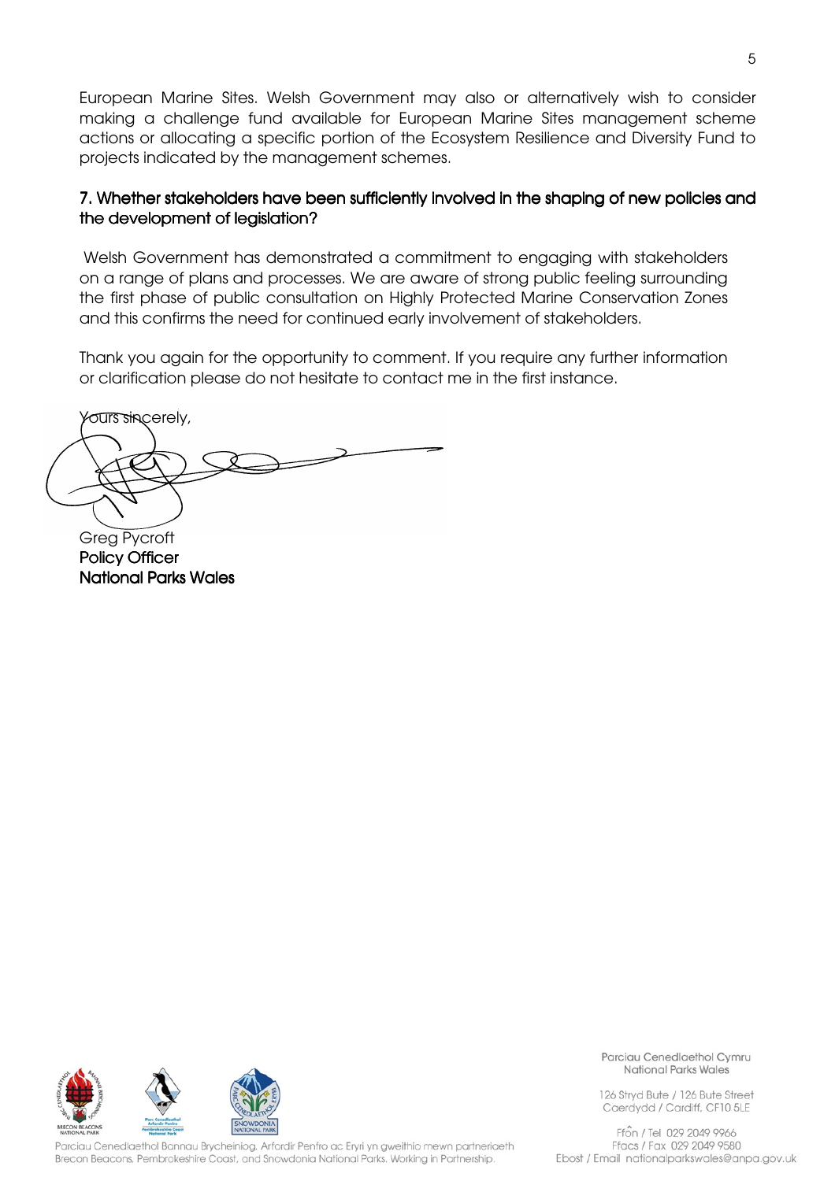European Marine Sites. Welsh Government may also or alternatively wish to consider making a challenge fund available for European Marine Sites management scheme actions or allocating a specific portion of the Ecosystem Resilience and Diversity Fund to projects indicated by the management schemes.

### 7. Whether stakeholders have been sufficiently involved in the shaping of new policies and the development of legislation?

Welsh Government has demonstrated a commitment to engaging with stakeholders on a range of plans and processes. We are aware of strong public feeling surrounding the first phase of public consultation on Highly Protected Marine Conservation Zones and this confirms the need for continued early involvement of stakeholders.

Thank you again for the opportunity to comment. If you require any further information or clarification please do not hesitate to contact me in the first instance.

Yours sincerely,

Greg Pycroft
**Policy Officer**
**National Parks Wales**

Parciau Cenedlaethol Bannau Brycheiniog, Arfordir Penfro ac Eryri yn gweithio mewn partneriaeth
Brecon Beacons, Pembrokeshire Coast, and Snowdonia National Parks. Working in Partnership.

Parciau Cenedlaethol Cymru
National Parks Wales

126 Stryd Bute / 126 Bute Street
Caerdydd / Cardiff, CF10 5LE

Ffôn / Tel 029 2049 9966
Ffacs / Fax 029 2049 9580
Ebost / Email nationalparkswales@anpa.gov.uk